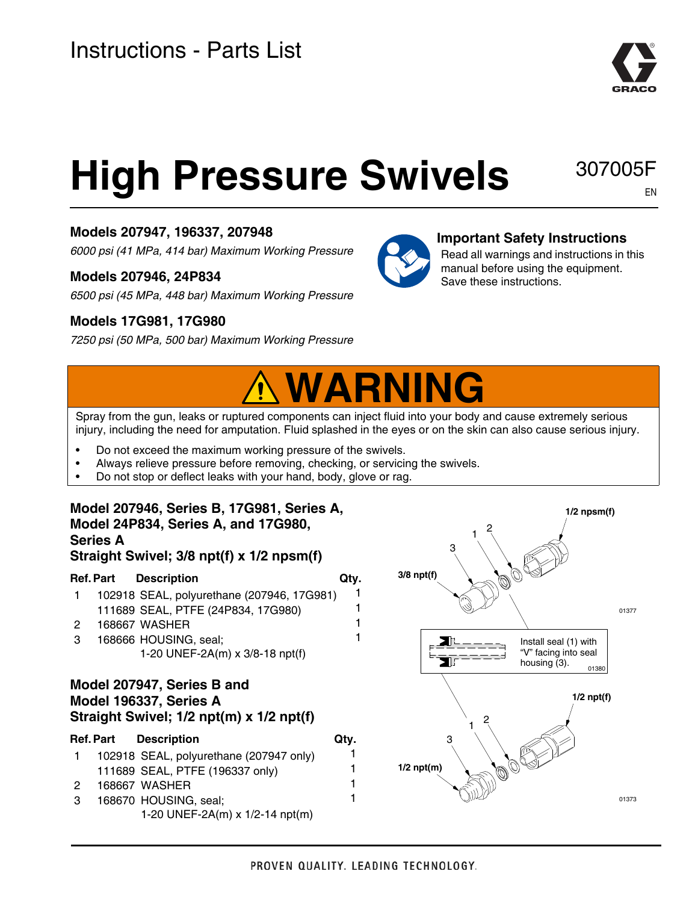Instructions - Parts List

# High Pressure Swivels

307005F

EN

**Models 207947, 196337, 207948**

*6000 psi (41 MPa, 414 bar) Maximum Working Pressure*

**Models 207946, 24P834**

*6500 psi (45 MPa, 448 bar) Maximum Working Pressure*

**Models 17G981, 17G980**

*7250 psi (50 MPa, 500 bar) Maximum Working Pressure*

**Important Safety Instructions**
Read all warnings and instructions in this manual before using the equipment. Save these instructions.

## WARNING

Spray from the gun, leaks or ruptured components can inject fluid into your body and cause extremely serious injury, including the need for amputation. Fluid splashed in the eyes or on the skin can also cause serious injury.

- Do not exceed the maximum working pressure of the swivels.
- Always relieve pressure before removing, checking, or servicing the swivels.
- Do not stop or deflect leaks with your hand, body, glove or rag.

### Model 207946, Series B, 17G981, Series A, Model 24P834, Series A, and 17G980, Series A
### Straight Swivel; 3/8 npt(f) x 1/2 npsm(f)

| Ref. | Part | Description | Qty. |
|---|---|---|---|
| 1 | 102918 | SEAL, polyurethane (207946, 17G981) | 1 |
| | 111689 | SEAL, PTFE (24P834, 17G980) | 1 |
| 2 | 168667 | WASHER | 1 |
| 3 | 168666 | HOUSING, seal; 1-20 UNEF-2A(m) x 3/8-18 npt(f) | 1 |

### Model 207947, Series B and Model 196337, Series A
### Straight Swivel; 1/2 npt(m) x 1/2 npt(f)

| Ref. | Part | Description | Qty. |
|---|---|---|---|
| 1 | 102918 | SEAL, polyurethane (207947 only) | 1 |
| | 111689 | SEAL, PTFE (196337 only) | 1 |
| 2 | 168667 | WASHER | 1 |
| 3 | 168670 | HOUSING, seal; 1-20 UNEF-2A(m) x 1/2-14 npt(m) | 1 |

1/2 npsm(f), 3/8 npt(f), 01377

Install seal (1) with "V" facing into seal housing (3). 01380

1/2 npt(f), 1/2 npt(m), 01373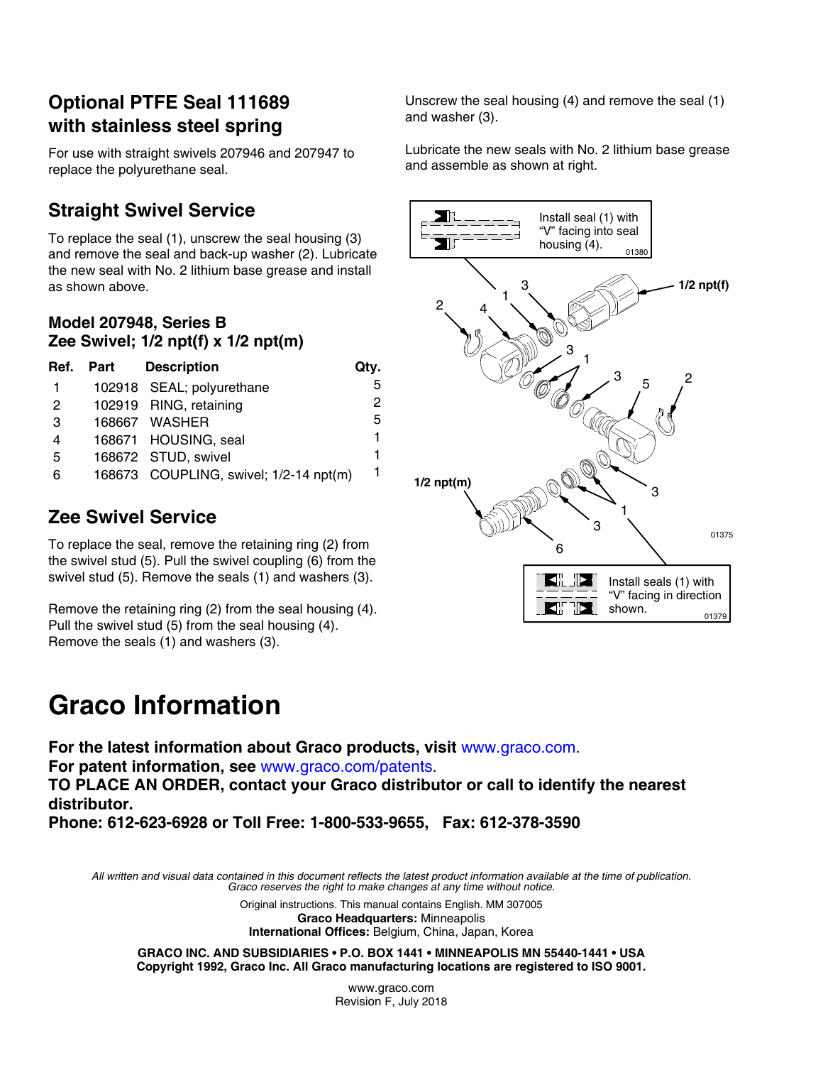## Optional PTFE Seal 111689 with stainless steel spring

For use with straight swivels 207946 and 207947 to replace the polyurethane seal.

## Straight Swivel Service

To replace the seal (1), unscrew the seal housing (3) and remove the seal and back-up washer (2). Lubricate the new seal with No. 2 lithium base grease and install as shown above.

### Model 207948, Series B Zee Swivel; 1/2 npt(f) x 1/2 npt(m)

| Ref. | Part | Description | Qty. |
|---|---|---|---|
| 1 | 102918 | SEAL; polyurethane | 5 |
| 2 | 102919 | RING, retaining | 2 |
| 3 | 168667 | WASHER | 5 |
| 4 | 168671 | HOUSING, seal | 1 |
| 5 | 168672 | STUD, swivel | 1 |
| 6 | 168673 | COUPLING, swivel; 1/2-14 npt(m) | 1 |

## Zee Swivel Service

To replace the seal, remove the retaining ring (2) from the swivel stud (5). Pull the swivel coupling (6) from the swivel stud (5). Remove the seals (1) and washers (3).

Remove the retaining ring (2) from the seal housing (4). Pull the swivel stud (5) from the seal housing (4). Remove the seals (1) and washers (3).

Unscrew the seal housing (4) and remove the seal (1) and washer (3).

Lubricate the new seals with No. 2 lithium base grease and assemble as shown at right.

Install seal (1) with "V" facing into seal housing (4).
01380

1/2 npt(f)

2 4 1 3 3 1 3 5 2

1/2 npt(m)

3 1 3 6

01375

Install seals (1) with "V" facing in direction shown.
01379

# Graco Information

**For the latest information about Graco products, visit** www.graco.com.
**For patent information, see** www.graco.com/patents.
**TO PLACE AN ORDER, contact your Graco distributor or call to identify the nearest distributor.**
**Phone: 612-623-6928 or Toll Free: 1-800-533-9655, Fax: 612-378-3590**

*All written and visual data contained in this document reflects the latest product information available at the time of publication. Graco reserves the right to make changes at any time without notice.*

Original instructions. This manual contains English. MM 307005
**Graco Headquarters:** Minneapolis
**International Offices:** Belgium, China, Japan, Korea

**GRACO INC. AND SUBSIDIARIES • P.O. BOX 1441 • MINNEAPOLIS MN 55440-1441 • USA**
**Copyright 1992, Graco Inc. All Graco manufacturing locations are registered to ISO 9001.**

www.graco.com
Revision F, July 2018